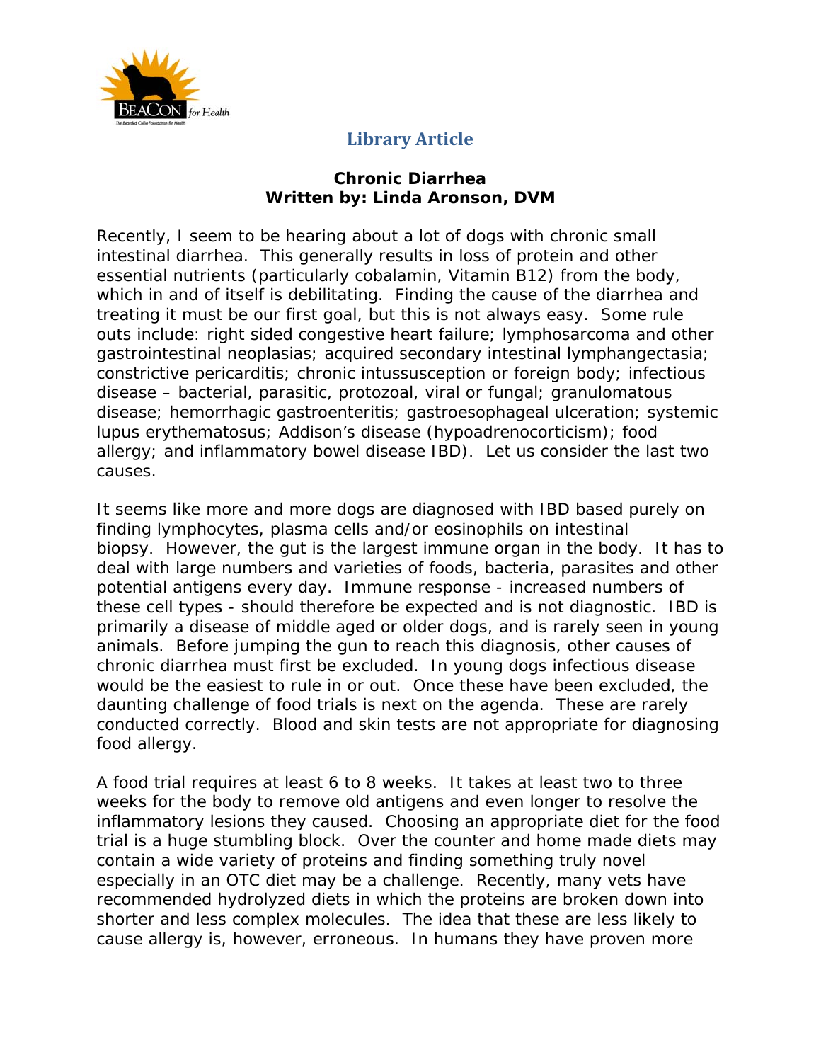**Library Article**

# Chronic Diarrhea

**Written by: Linda Aronson, DVM**

Recently, I seem to be hearing about a lot of dogs with chronic small intestinal diarrhea. This generally results in loss of protein and other essential nutrients (particularly cobalamin, Vitamin B12) from the body, which in and of itself is debilitating. Finding the cause of the diarrhea and treating it must be our first goal, but this is not always easy. Some rule outs include: right sided congestive heart failure; lymphosarcoma and other gastrointestinal neoplasias; acquired secondary intestinal lymphangectasia; constrictive pericarditis; chronic intussusception or foreign body; infectious disease – bacterial, parasitic, protozoal, viral or fungal; granulomatous disease; hemorrhagic gastroenteritis; gastroesophageal ulceration; systemic lupus erythematosus; Addison's disease (hypoadrenocorticism); food allergy; and inflammatory bowel disease IBD). Let us consider the last two causes.

It seems like more and more dogs are diagnosed with IBD based purely on finding lymphocytes, plasma cells and/or eosinophils on intestinal biopsy. However, the gut is the largest immune organ in the body. It has to deal with large numbers and varieties of foods, bacteria, parasites and other potential antigens every day. Immune response - increased numbers of these cell types - should therefore be expected and is not diagnostic. IBD is primarily a disease of middle aged or older dogs, and is rarely seen in young animals. Before jumping the gun to reach this diagnosis, other causes of chronic diarrhea must first be excluded. In young dogs infectious disease would be the easiest to rule in or out. Once these have been excluded, the daunting challenge of food trials is next on the agenda. These are rarely conducted correctly. Blood and skin tests are not appropriate for diagnosing food allergy.

A food trial requires at least 6 to 8 weeks. It takes at least two to three weeks for the body to remove old antigens and even longer to resolve the inflammatory lesions they caused. Choosing an appropriate diet for the food trial is a huge stumbling block. Over the counter and home made diets may contain a wide variety of proteins and finding something truly novel especially in an OTC diet may be a challenge. Recently, many vets have recommended hydrolyzed diets in which the proteins are broken down into shorter and less complex molecules. The idea that these are less likely to cause allergy is, however, erroneous. In humans they have proven more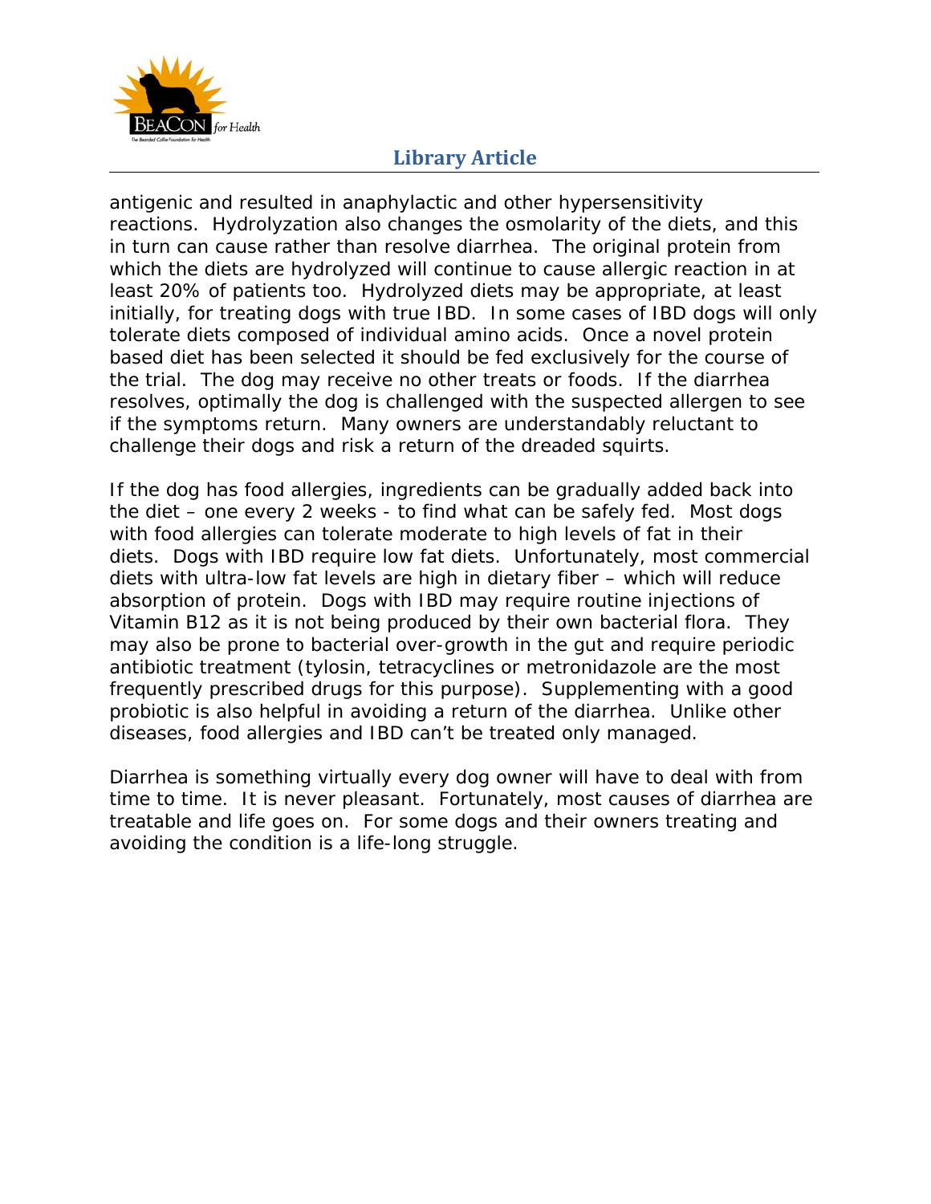antigenic and resulted in anaphylactic and other hypersensitivity reactions. Hydrolyzation also changes the osmolarity of the diets, and this in turn can cause rather than resolve diarrhea. The original protein from which the diets are hydrolyzed will continue to cause allergic reaction in at least 20% of patients too. Hydrolyzed diets may be appropriate, at least initially, for treating dogs with true IBD. In some cases of IBD dogs will only tolerate diets composed of individual amino acids. Once a novel protein based diet has been selected it should be fed exclusively for the course of the trial. The dog may receive no other treats or foods. If the diarrhea resolves, optimally the dog is challenged with the suspected allergen to see if the symptoms return. Many owners are understandably reluctant to challenge their dogs and risk a return of the dreaded squirts.

If the dog has food allergies, ingredients can be gradually added back into the diet – one every 2 weeks - to find what can be safely fed. Most dogs with food allergies can tolerate moderate to high levels of fat in their diets. Dogs with IBD require low fat diets. Unfortunately, most commercial diets with ultra-low fat levels are high in dietary fiber – which will reduce absorption of protein. Dogs with IBD may require routine injections of Vitamin B12 as it is not being produced by their own bacterial flora. They may also be prone to bacterial over-growth in the gut and require periodic antibiotic treatment (tylosin, tetracyclines or metronidazole are the most frequently prescribed drugs for this purpose). Supplementing with a good probiotic is also helpful in avoiding a return of the diarrhea. Unlike other diseases, food allergies and IBD can't be treated only managed.

Diarrhea is something virtually every dog owner will have to deal with from time to time. It is never pleasant. Fortunately, most causes of diarrhea are treatable and life goes on. For some dogs and their owners treating and avoiding the condition is a life-long struggle.